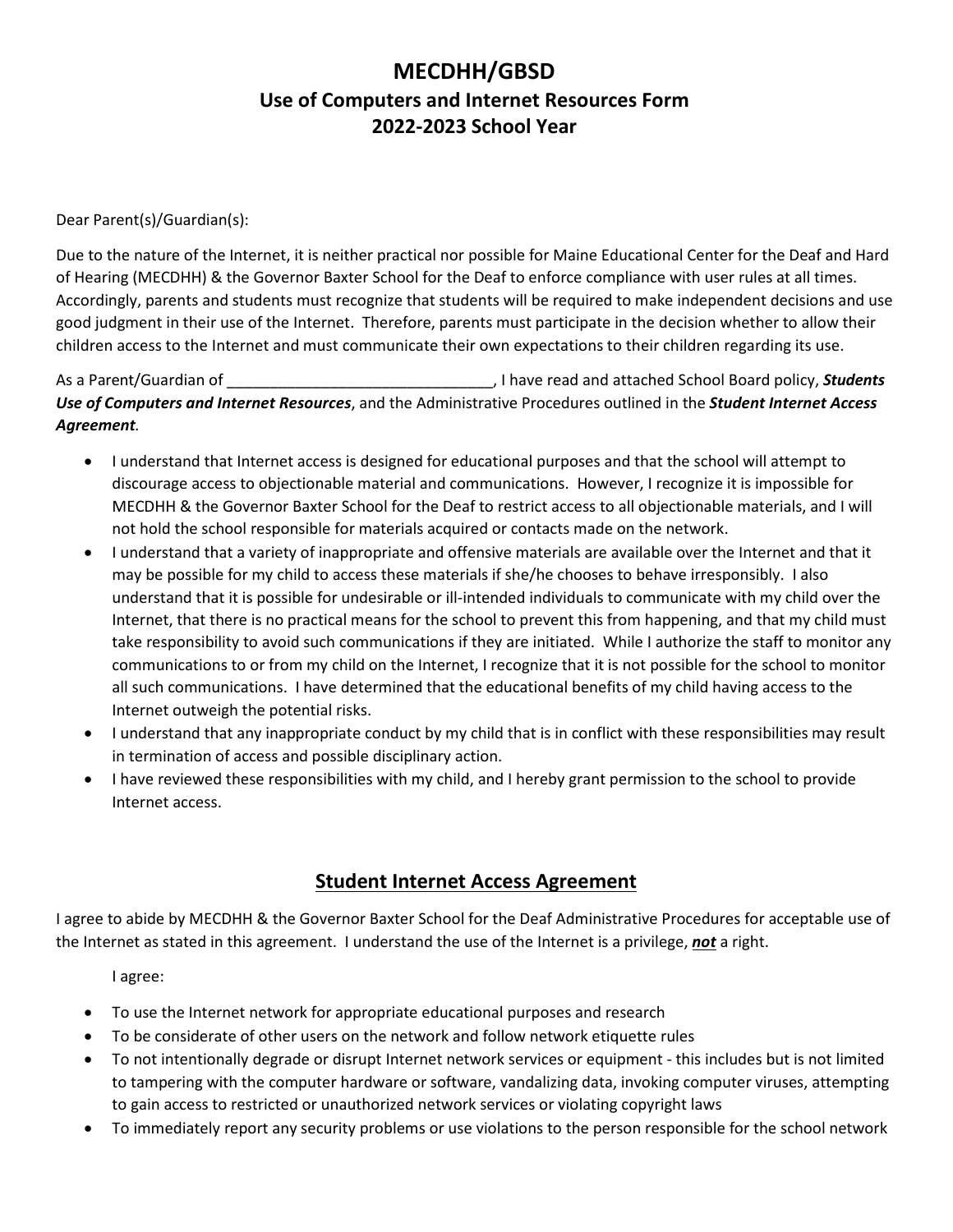# MECDHH/GBSD
## Use of Computers and Internet Resources Form
## 2022-2023 School Year

Dear Parent(s)/Guardian(s):

Due to the nature of the Internet, it is neither practical nor possible for Maine Educational Center for the Deaf and Hard of Hearing (MECDHH) & the Governor Baxter School for the Deaf to enforce compliance with user rules at all times. Accordingly, parents and students must recognize that students will be required to make independent decisions and use good judgment in their use of the Internet. Therefore, parents must participate in the decision whether to allow their children access to the Internet and must communicate their own expectations to their children regarding its use.

As a Parent/Guardian of _______________________________, I have read and attached School Board policy, ***Students Use of Computers and Internet Resources***, and the Administrative Procedures outlined in the ***Student Internet Access Agreement***.

- I understand that Internet access is designed for educational purposes and that the school will attempt to discourage access to objectionable material and communications. However, I recognize it is impossible for MECDHH & the Governor Baxter School for the Deaf to restrict access to all objectionable materials, and I will not hold the school responsible for materials acquired or contacts made on the network.
- I understand that a variety of inappropriate and offensive materials are available over the Internet and that it may be possible for my child to access these materials if she/he chooses to behave irresponsibly. I also understand that it is possible for undesirable or ill-intended individuals to communicate with my child over the Internet, that there is no practical means for the school to prevent this from happening, and that my child must take responsibility to avoid such communications if they are initiated. While I authorize the staff to monitor any communications to or from my child on the Internet, I recognize that it is not possible for the school to monitor all such communications. I have determined that the educational benefits of my child having access to the Internet outweigh the potential risks.
- I understand that any inappropriate conduct by my child that is in conflict with these responsibilities may result in termination of access and possible disciplinary action.
- I have reviewed these responsibilities with my child, and I hereby grant permission to the school to provide Internet access.

## Student Internet Access Agreement

I agree to abide by MECDHH & the Governor Baxter School for the Deaf Administrative Procedures for acceptable use of the Internet as stated in this agreement. I understand the use of the Internet is a privilege, ***not*** a right.

I agree:

- To use the Internet network for appropriate educational purposes and research
- To be considerate of other users on the network and follow network etiquette rules
- To not intentionally degrade or disrupt Internet network services or equipment - this includes but is not limited to tampering with the computer hardware or software, vandalizing data, invoking computer viruses, attempting to gain access to restricted or unauthorized network services or violating copyright laws
- To immediately report any security problems or use violations to the person responsible for the school network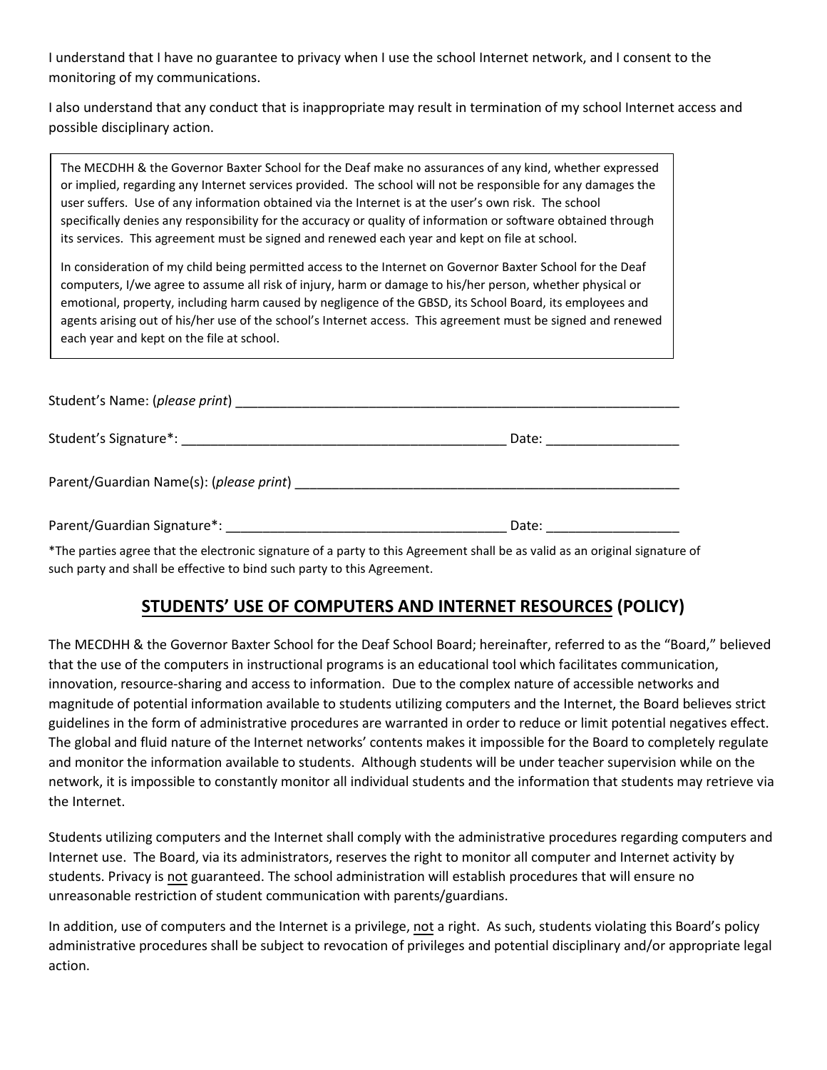I understand that I have no guarantee to privacy when I use the school Internet network, and I consent to the monitoring of my communications.

I also understand that any conduct that is inappropriate may result in termination of my school Internet access and possible disciplinary action.

> The MECDHH & the Governor Baxter School for the Deaf make no assurances of any kind, whether expressed or implied, regarding any Internet services provided. The school will not be responsible for any damages the user suffers. Use of any information obtained via the Internet is at the user's own risk. The school specifically denies any responsibility for the accuracy or quality of information or software obtained through its services. This agreement must be signed and renewed each year and kept on file at school.
>
> In consideration of my child being permitted access to the Internet on Governor Baxter School for the Deaf computers, I/we agree to assume all risk of injury, harm or damage to his/her person, whether physical or emotional, property, including harm caused by negligence of the GBSD, its School Board, its employees and agents arising out of his/her use of the school's Internet access. This agreement must be signed and renewed each year and kept on the file at school.

Student's Name: (*please print*) ______________________________________________

Student's Signature*: ______________________________________ Date: ______________

Parent/Guardian Name(s): (*please print*) ______________________________________

Parent/Guardian Signature*: _______________________________ Date: ______________

*The parties agree that the electronic signature of a party to this Agreement shall be as valid as an original signature of such party and shall be effective to bind such party to this Agreement.

## STUDENTS' USE OF COMPUTERS AND INTERNET RESOURCES (POLICY)

The MECDHH & the Governor Baxter School for the Deaf School Board; hereinafter, referred to as the "Board," believed that the use of the computers in instructional programs is an educational tool which facilitates communication, innovation, resource-sharing and access to information. Due to the complex nature of accessible networks and magnitude of potential information available to students utilizing computers and the Internet, the Board believes strict guidelines in the form of administrative procedures are warranted in order to reduce or limit potential negatives effect. The global and fluid nature of the Internet networks' contents makes it impossible for the Board to completely regulate and monitor the information available to students. Although students will be under teacher supervision while on the network, it is impossible to constantly monitor all individual students and the information that students may retrieve via the Internet.

Students utilizing computers and the Internet shall comply with the administrative procedures regarding computers and Internet use. The Board, via its administrators, reserves the right to monitor all computer and Internet activity by students. Privacy is <u>not</u> guaranteed. The school administration will establish procedures that will ensure no unreasonable restriction of student communication with parents/guardians.

In addition, use of computers and the Internet is a privilege, <u>not</u> a right. As such, students violating this Board's policy administrative procedures shall be subject to revocation of privileges and potential disciplinary and/or appropriate legal action.